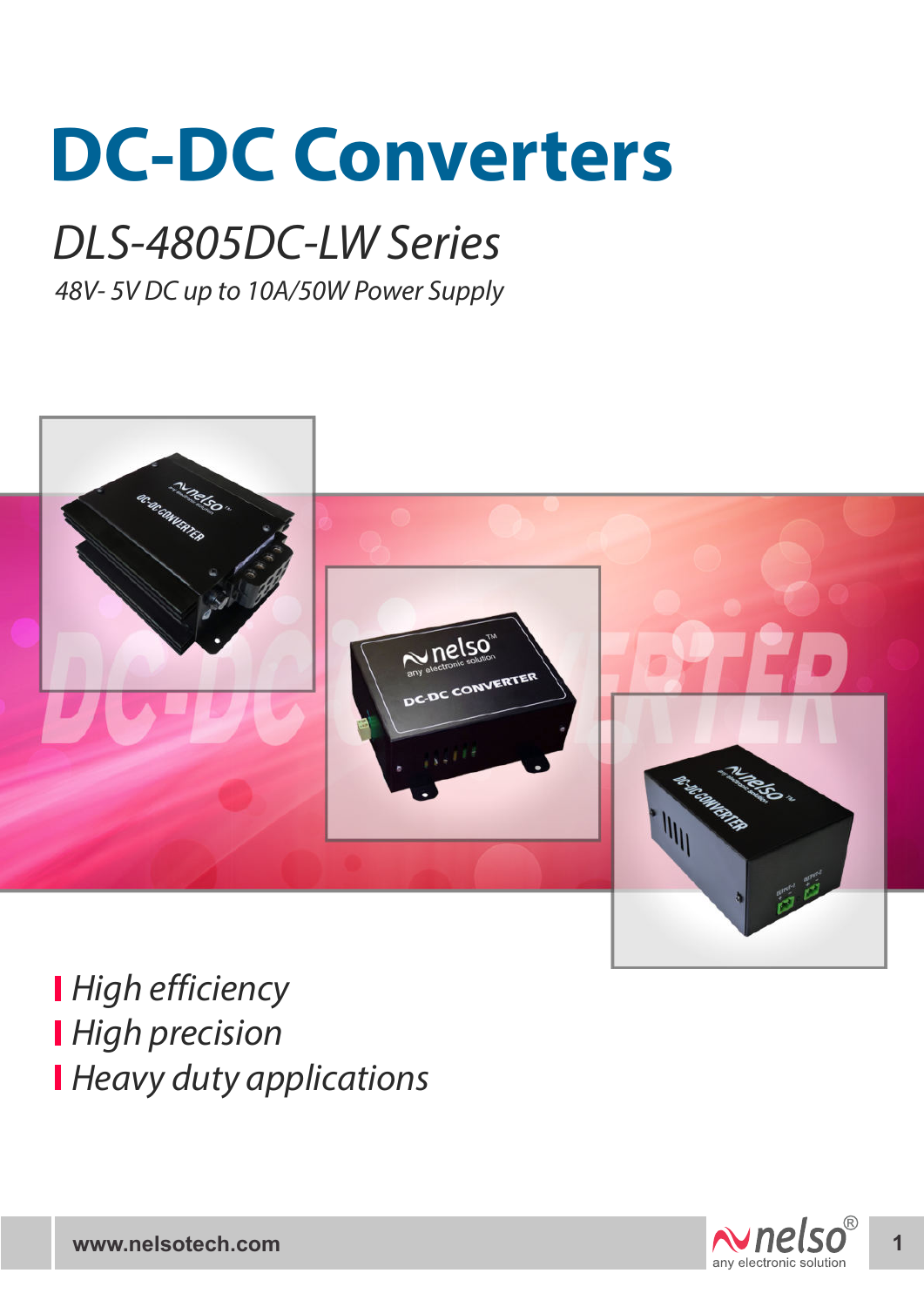# DC-DC Converters

## *DLS-4805DC-LW Series*

*48V- 5V DC up to 10A/50W Power Supply*

- *High efficiency*
- *High precision*
- *Heavy duty applications*

www.nelsotech.com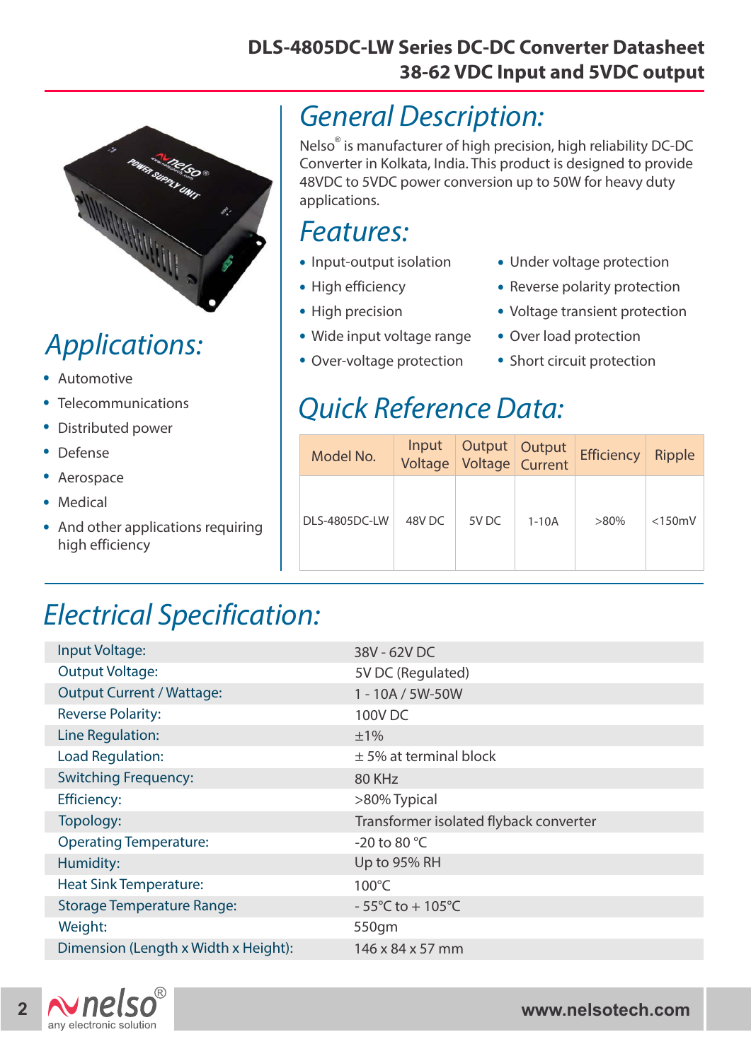# DLS-4805DC-LW Series DC-DC Converter Datasheet
## 38-62 VDC Input and 5VDC output

## General Description:

Nelso® is manufacturer of high precision, high reliability DC-DC Converter in Kolkata, India. This product is designed to provide 48VDC to 5VDC power conversion up to 50W for heavy duty applications.

## Features:

- Input-output isolation
- High efficiency
- High precision
- Wide input voltage range
- Over-voltage protection
- Under voltage protection
- Reverse polarity protection
- Voltage transient protection
- Over load protection
- Short circuit protection

## Applications:

- Automotive
- Telecommunications
- Distributed power
- Defense
- Aerospace
- Medical
- And other applications requiring high efficiency

## Quick Reference Data:

| Model No. | Input Voltage | Output Voltage | Output Current | Efficiency | Ripple |
|---|---|---|---|---|---|
| DLS-4805DC-LW | 48V DC | 5V DC | 1-10A | >80% | <150mV |

## Electrical Specification:

| | |
|---|---|
| Input Voltage: | 38V - 62V DC |
| Output Voltage: | 5V DC (Regulated) |
| Output Current / Wattage: | 1 - 10A / 5W-50W |
| Reverse Polarity: | 100V DC |
| Line Regulation: | ±1% |
| Load Regulation: | ± 5% at terminal block |
| Switching Frequency: | 80 KHz |
| Efficiency: | >80% Typical |
| Topology: | Transformer isolated flyback converter |
| Operating Temperature: | -20 to 80 °C |
| Humidity: | Up to 95% RH |
| Heat Sink Temperature: | 100°C |
| Storage Temperature Range: | - 55°C to + 105°C |
| Weight: | 550gm |
| Dimension (Length x Width x Height): | 146 x 84 x 57 mm |

nelso® any electronic solution — www.nelsotech.com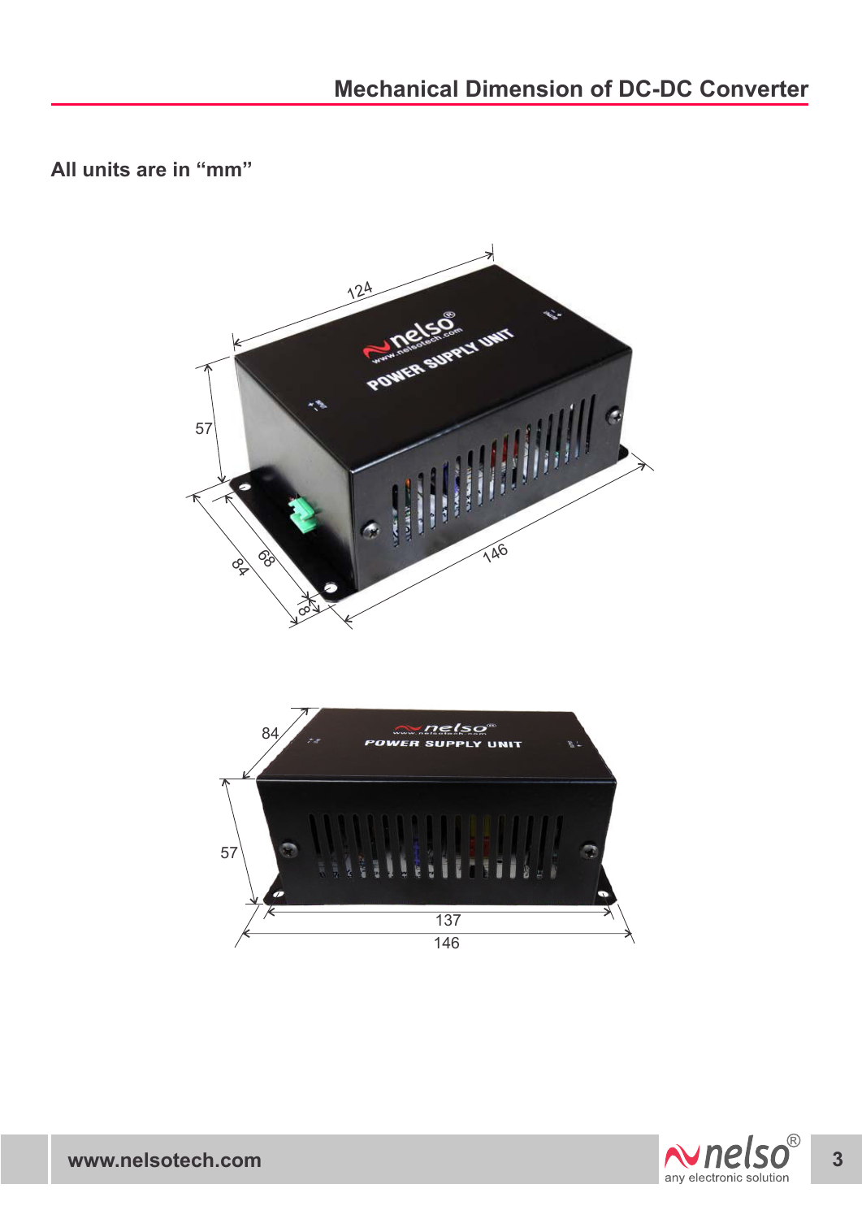# Mechanical Dimension of DC-DC Converter

**All units are in “mm”**

124

57

84

68

8

146

84

57

137

146